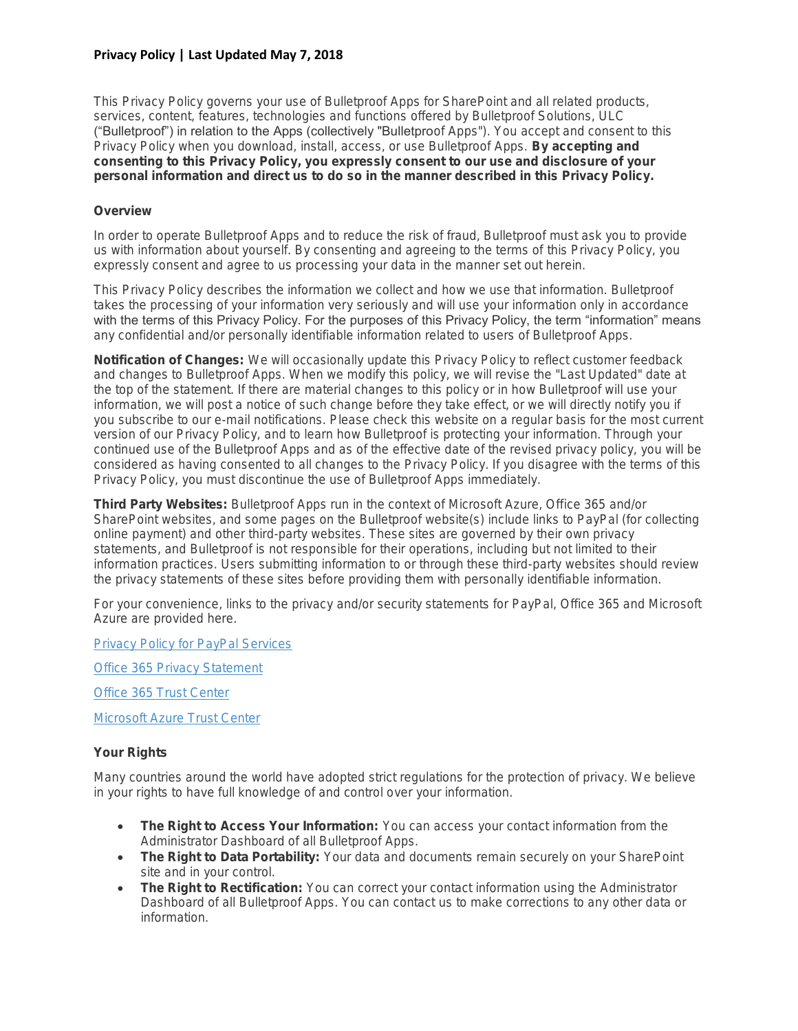**Privacy Policy | Last Updated May 7, 2018**

This Privacy Policy governs your use of Bulletproof Apps for SharePoint and all related products, services, content, features, technologies and functions offered by Bulletproof Solutions, ULC ("Bulletproof") in relation to the Apps (collectively "Bulletproof Apps"). You accept and consent to this Privacy Policy when you download, install, access, or use Bulletproof Apps. **By accepting and consenting to this Privacy Policy, you expressly consent to our use and disclosure of your personal information and direct us to do so in the manner described in this Privacy Policy.**

### Overview

In order to operate Bulletproof Apps and to reduce the risk of fraud, Bulletproof must ask you to provide us with information about yourself. By consenting and agreeing to the terms of this Privacy Policy, you expressly consent and agree to us processing your data in the manner set out herein.

This Privacy Policy describes the information we collect and how we use that information. Bulletproof takes the processing of your information very seriously and will use your information only in accordance with the terms of this Privacy Policy. For the purposes of this Privacy Policy, the term "information" means any confidential and/or personally identifiable information related to users of Bulletproof Apps.

**Notification of Changes:** We will occasionally update this Privacy Policy to reflect customer feedback and changes to Bulletproof Apps. When we modify this policy, we will revise the "Last Updated" date at the top of the statement. If there are material changes to this policy or in how Bulletproof will use your information, we will post a notice of such change before they take effect, or we will directly notify you if you subscribe to our e-mail notifications. Please check this website on a regular basis for the most current version of our Privacy Policy, and to learn how Bulletproof is protecting your information. Through your continued use of the Bulletproof Apps and as of the effective date of the revised privacy policy, you will be considered as having consented to all changes to the Privacy Policy. If you disagree with the terms of this Privacy Policy, you must discontinue the use of Bulletproof Apps immediately.

**Third Party Websites:** Bulletproof Apps run in the context of Microsoft Azure, Office 365 and/or SharePoint websites, and some pages on the Bulletproof website(s) include links to PayPal (for collecting online payment) and other third-party websites. These sites are governed by their own privacy statements, and Bulletproof is not responsible for their operations, including but not limited to their information practices. Users submitting information to or through these third-party websites should review the privacy statements of these sites before providing them with personally identifiable information.

For your convenience, links to the privacy and/or security statements for PayPal, Office 365 and Microsoft Azure are provided here.

Privacy Policy for PayPal Services

Office 365 Privacy Statement

Office 365 Trust Center

Microsoft Azure Trust Center

### Your Rights

Many countries around the world have adopted strict regulations for the protection of privacy. We believe in your rights to have full knowledge of and control over your information.

- **The Right to Access Your Information:** You can access your contact information from the Administrator Dashboard of all Bulletproof Apps.
- **The Right to Data Portability:** Your data and documents remain securely on your SharePoint site and in your control.
- **The Right to Rectification:** You can correct your contact information using the Administrator Dashboard of all Bulletproof Apps. You can contact us to make corrections to any other data or information.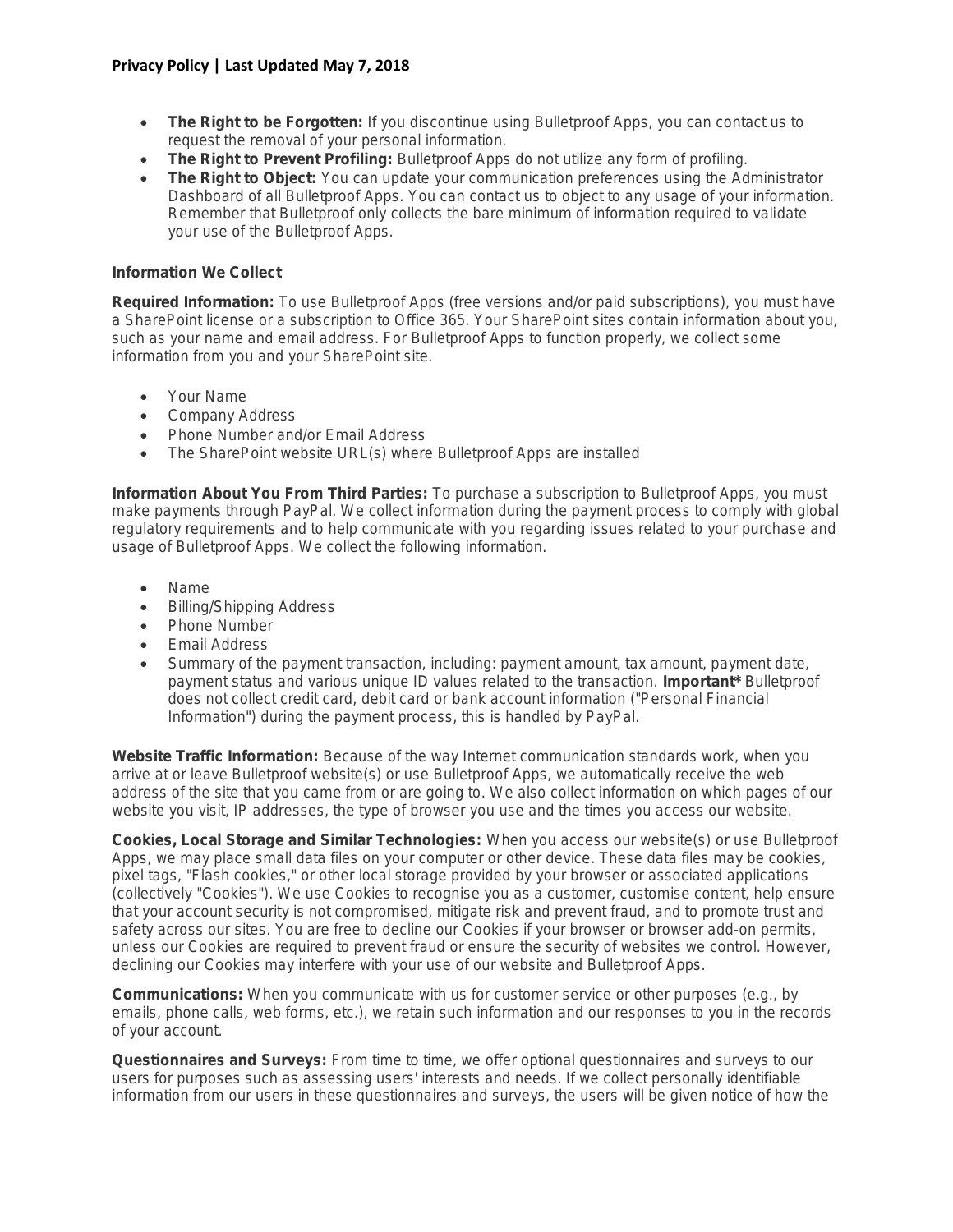- **The Right to be Forgotten:** If you discontinue using Bulletproof Apps, you can contact us to request the removal of your personal information.
- **The Right to Prevent Profiling:** Bulletproof Apps do not utilize any form of profiling.
- **The Right to Object:** You can update your communication preferences using the Administrator Dashboard of all Bulletproof Apps. You can contact us to object to any usage of your information. Remember that Bulletproof only collects the bare minimum of information required to validate your use of the Bulletproof Apps.

### Information We Collect

**Required Information:** To use Bulletproof Apps (free versions and/or paid subscriptions), you must have a SharePoint license or a subscription to Office 365. Your SharePoint sites contain information about you, such as your name and email address. For Bulletproof Apps to function properly, we collect some information from you and your SharePoint site.

- Your Name
- Company Address
- Phone Number and/or Email Address
- The SharePoint website URL(s) where Bulletproof Apps are installed

**Information About You From Third Parties:** To purchase a subscription to Bulletproof Apps, you must make payments through PayPal. We collect information during the payment process to comply with global regulatory requirements and to help communicate with you regarding issues related to your purchase and usage of Bulletproof Apps. We collect the following information.

- Name
- Billing/Shipping Address
- Phone Number
- Email Address
- Summary of the payment transaction, including: payment amount, tax amount, payment date, payment status and various unique ID values related to the transaction. **Important*** Bulletproof does not collect credit card, debit card or bank account information ("Personal Financial Information") during the payment process, this is handled by PayPal.

**Website Traffic Information:** Because of the way Internet communication standards work, when you arrive at or leave Bulletproof website(s) or use Bulletproof Apps, we automatically receive the web address of the site that you came from or are going to. We also collect information on which pages of our website you visit, IP addresses, the type of browser you use and the times you access our website.

**Cookies, Local Storage and Similar Technologies:** When you access our website(s) or use Bulletproof Apps, we may place small data files on your computer or other device. These data files may be cookies, pixel tags, "Flash cookies," or other local storage provided by your browser or associated applications (collectively "Cookies"). We use Cookies to recognise you as a customer, customise content, help ensure that your account security is not compromised, mitigate risk and prevent fraud, and to promote trust and safety across our sites. You are free to decline our Cookies if your browser or browser add-on permits, unless our Cookies are required to prevent fraud or ensure the security of websites we control. However, declining our Cookies may interfere with your use of our website and Bulletproof Apps.

**Communications:** When you communicate with us for customer service or other purposes (e.g., by emails, phone calls, web forms, etc.), we retain such information and our responses to you in the records of your account.

**Questionnaires and Surveys:** From time to time, we offer optional questionnaires and surveys to our users for purposes such as assessing users' interests and needs. If we collect personally identifiable information from our users in these questionnaires and surveys, the users will be given notice of how the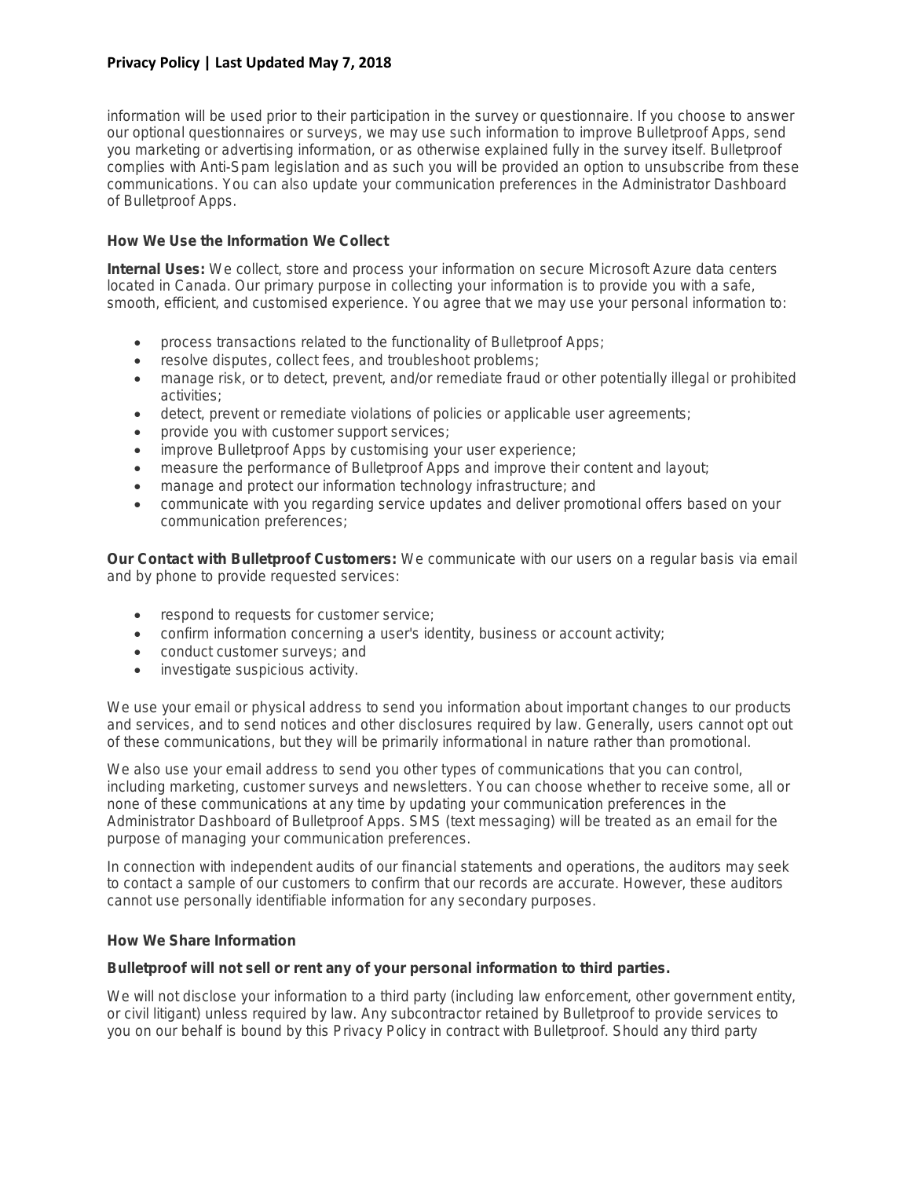information will be used prior to their participation in the survey or questionnaire. If you choose to answer our optional questionnaires or surveys, we may use such information to improve Bulletproof Apps, send you marketing or advertising information, or as otherwise explained fully in the survey itself. Bulletproof complies with Anti-Spam legislation and as such you will be provided an option to unsubscribe from these communications. You can also update your communication preferences in the Administrator Dashboard of Bulletproof Apps.

### How We Use the Information We Collect

**Internal Uses:** We collect, store and process your information on secure Microsoft Azure data centers located in Canada. Our primary purpose in collecting your information is to provide you with a safe, smooth, efficient, and customised experience. You agree that we may use your personal information to:

- process transactions related to the functionality of Bulletproof Apps;
- resolve disputes, collect fees, and troubleshoot problems;
- manage risk, or to detect, prevent, and/or remediate fraud or other potentially illegal or prohibited activities;
- detect, prevent or remediate violations of policies or applicable user agreements;
- provide you with customer support services;
- improve Bulletproof Apps by customising your user experience;
- measure the performance of Bulletproof Apps and improve their content and layout;
- manage and protect our information technology infrastructure; and
- communicate with you regarding service updates and deliver promotional offers based on your communication preferences;

**Our Contact with Bulletproof Customers:** We communicate with our users on a regular basis via email and by phone to provide requested services:

- respond to requests for customer service;
- confirm information concerning a user's identity, business or account activity;
- conduct customer surveys; and
- investigate suspicious activity.

We use your email or physical address to send you information about important changes to our products and services, and to send notices and other disclosures required by law. Generally, users cannot opt out of these communications, but they will be primarily informational in nature rather than promotional.

We also use your email address to send you other types of communications that you can control, including marketing, customer surveys and newsletters. You can choose whether to receive some, all or none of these communications at any time by updating your communication preferences in the Administrator Dashboard of Bulletproof Apps. SMS (text messaging) will be treated as an email for the purpose of managing your communication preferences.

In connection with independent audits of our financial statements and operations, the auditors may seek to contact a sample of our customers to confirm that our records are accurate. However, these auditors cannot use personally identifiable information for any secondary purposes.

### How We Share Information

**Bulletproof will not sell or rent any of your personal information to third parties.**

We will not disclose your information to a third party (including law enforcement, other government entity, or civil litigant) unless required by law. Any subcontractor retained by Bulletproof to provide services to you on our behalf is bound by this Privacy Policy in contract with Bulletproof. Should any third party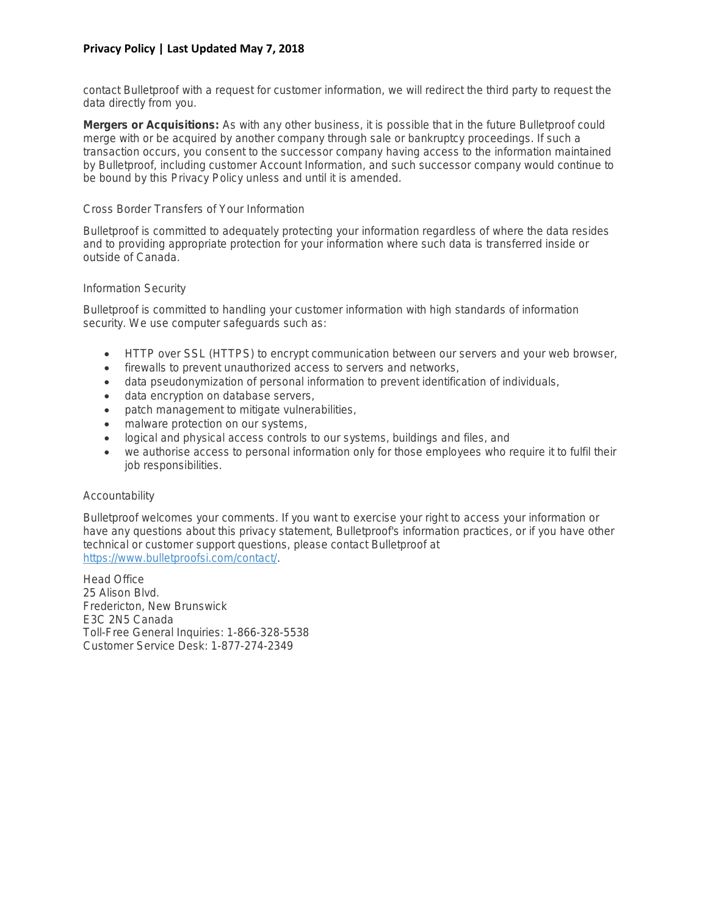contact Bulletproof with a request for customer information, we will redirect the third party to request the data directly from you.

**Mergers or Acquisitions:** As with any other business, it is possible that in the future Bulletproof could merge with or be acquired by another company through sale or bankruptcy proceedings. If such a transaction occurs, you consent to the successor company having access to the information maintained by Bulletproof, including customer Account Information, and such successor company would continue to be bound by this Privacy Policy unless and until it is amended.

## Cross Border Transfers of Your Information

Bulletproof is committed to adequately protecting your information regardless of where the data resides and to providing appropriate protection for your information where such data is transferred inside or outside of Canada.

## Information Security

Bulletproof is committed to handling your customer information with high standards of information security. We use computer safeguards such as:

- HTTP over SSL (HTTPS) to encrypt communication between our servers and your web browser,
- firewalls to prevent unauthorized access to servers and networks,
- data pseudonymization of personal information to prevent identification of individuals,
- data encryption on database servers,
- patch management to mitigate vulnerabilities,
- malware protection on our systems,
- logical and physical access controls to our systems, buildings and files, and
- we authorise access to personal information only for those employees who require it to fulfil their job responsibilities.

## Accountability

Bulletproof welcomes your comments. If you want to exercise your right to access your information or have any questions about this privacy statement, Bulletproof's information practices, or if you have other technical or customer support questions, please contact Bulletproof at https://www.bulletproofsi.com/contact/.

Head Office
25 Alison Blvd.
Fredericton, New Brunswick
E3C 2N5 Canada
Toll-Free General Inquiries: 1-866-328-5538
Customer Service Desk: 1-877-274-2349